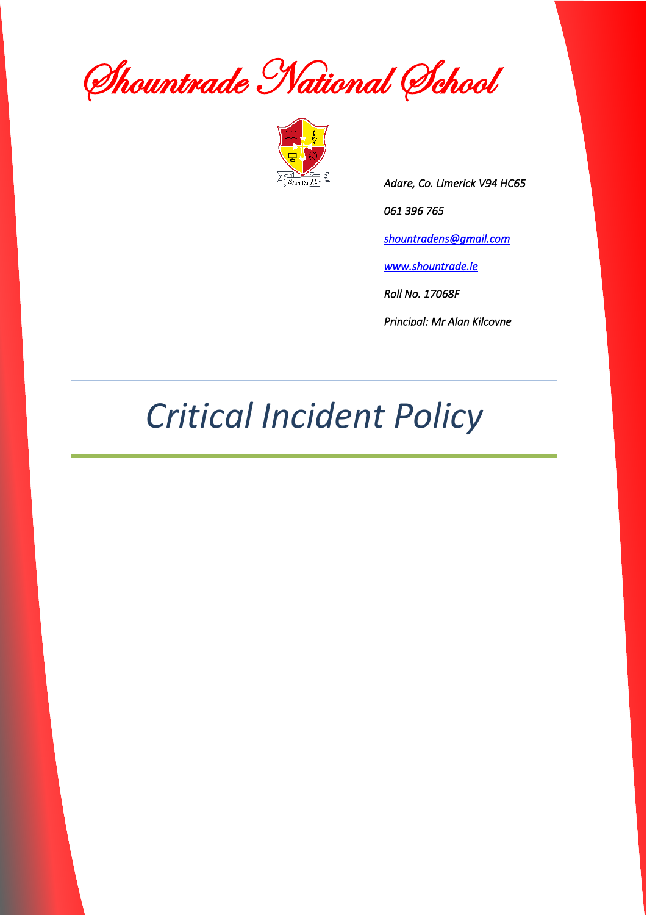# Shountrade National School

*Adare, Co. Limerick V94 HC65*

*061 396 765*

*[shountradens@gmail.com](mailto:shountradens@gmail.com)*

*[www.shountrade.ie](http://www.shountrade.ie)*

*Roll No. 17068F*

*Principal: Mr Alan Kilcoyne*

---

# *Critical Incident Policy*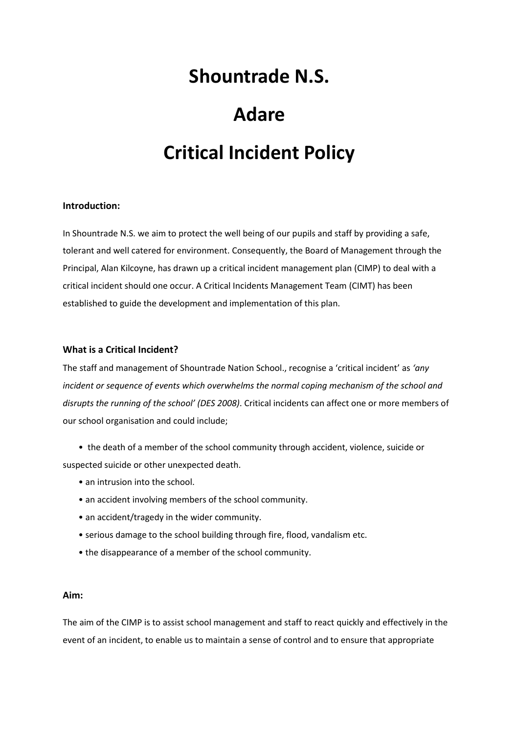# Shountrade N.S.

# Adare

# Critical Incident Policy

**Introduction:**

In Shountrade N.S. we aim to protect the well being of our pupils and staff by providing a safe, tolerant and well catered for environment. Consequently, the Board of Management through the Principal, Alan Kilcoyne, has drawn up a critical incident management plan (CIMP) to deal with a critical incident should one occur. A Critical Incidents Management Team (CIMT) has been established to guide the development and implementation of this plan.

**What is a Critical Incident?**

The staff and management of Shountrade Nation School., recognise a 'critical incident' as *'any incident or sequence of events which overwhelms the normal coping mechanism of the school and disrupts the running of the school' (DES 2008)*. Critical incidents can affect one or more members of our school organisation and could include;

- the death of a member of the school community through accident, violence, suicide or suspected suicide or other unexpected death.
- an intrusion into the school.
- an accident involving members of the school community.
- an accident/tragedy in the wider community.
- serious damage to the school building through fire, flood, vandalism etc.
- the disappearance of a member of the school community.

**Aim:**

The aim of the CIMP is to assist school management and staff to react quickly and effectively in the event of an incident, to enable us to maintain a sense of control and to ensure that appropriate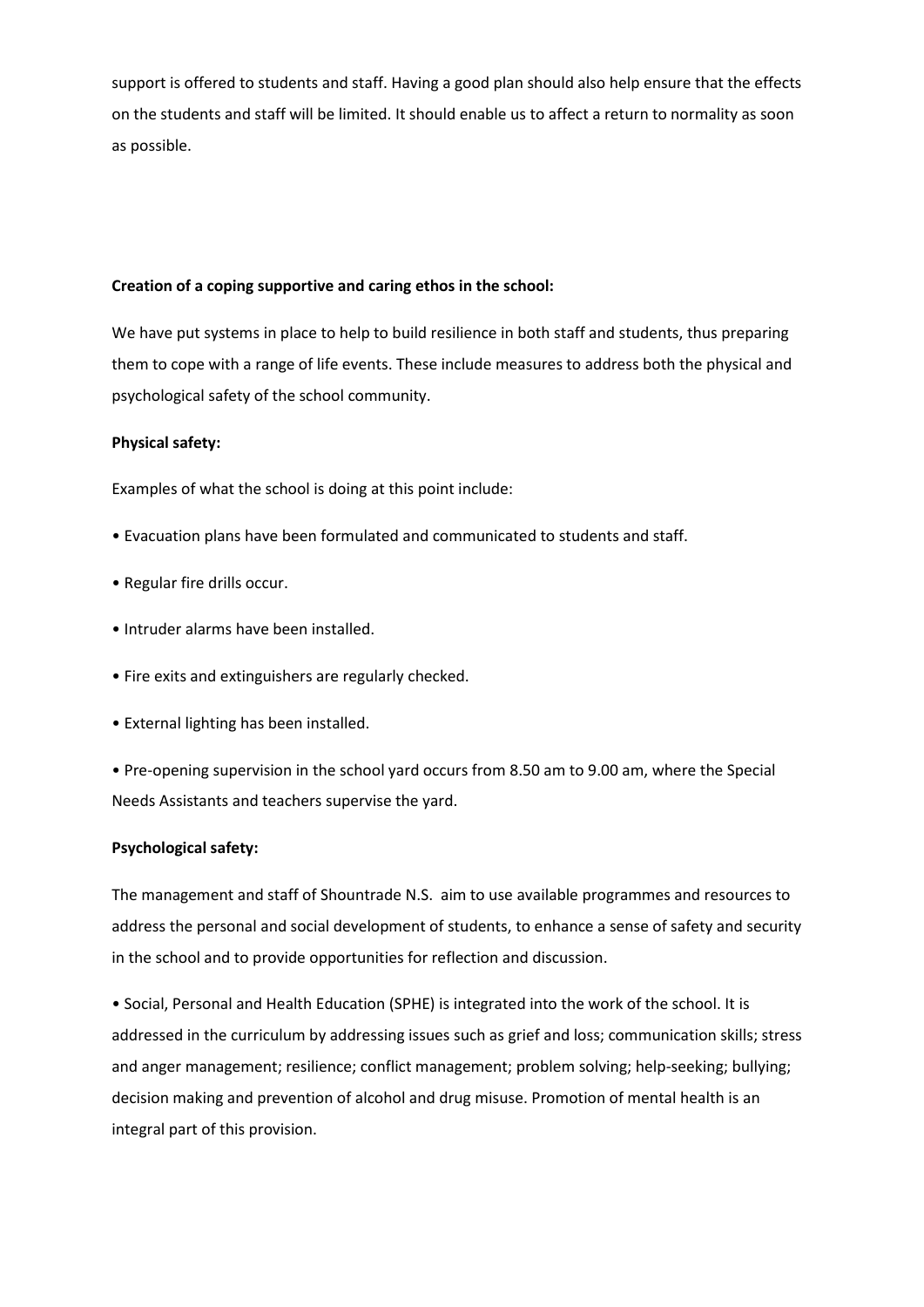support is offered to students and staff. Having a good plan should also help ensure that the effects on the students and staff will be limited. It should enable us to affect a return to normality as soon as possible.

**Creation of a coping supportive and caring ethos in the school:**

We have put systems in place to help to build resilience in both staff and students, thus preparing them to cope with a range of life events. These include measures to address both the physical and psychological safety of the school community.

**Physical safety:**

Examples of what the school is doing at this point include:

- Evacuation plans have been formulated and communicated to students and staff.
- Regular fire drills occur.
- Intruder alarms have been installed.
- Fire exits and extinguishers are regularly checked.
- External lighting has been installed.
- Pre-opening supervision in the school yard occurs from 8.50 am to 9.00 am, where the Special Needs Assistants and teachers supervise the yard.

**Psychological safety:**

The management and staff of Shountrade N.S. aim to use available programmes and resources to address the personal and social development of students, to enhance a sense of safety and security in the school and to provide opportunities for reflection and discussion.

- Social, Personal and Health Education (SPHE) is integrated into the work of the school. It is addressed in the curriculum by addressing issues such as grief and loss; communication skills; stress and anger management; resilience; conflict management; problem solving; help-seeking; bullying; decision making and prevention of alcohol and drug misuse. Promotion of mental health is an integral part of this provision.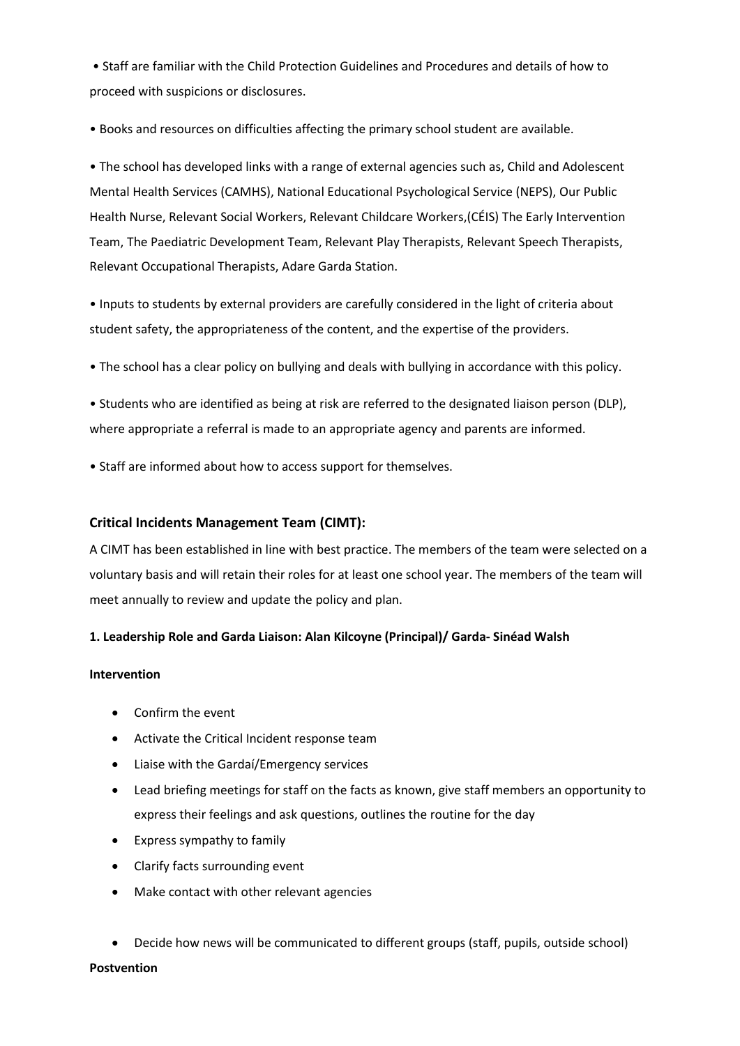- Staff are familiar with the Child Protection Guidelines and Procedures and details of how to proceed with suspicions or disclosures.
- Books and resources on difficulties affecting the primary school student are available.
- The school has developed links with a range of external agencies such as, Child and Adolescent Mental Health Services (CAMHS), National Educational Psychological Service (NEPS), Our Public Health Nurse, Relevant Social Workers, Relevant Childcare Workers,(CÉIS) The Early Intervention Team, The Paediatric Development Team, Relevant Play Therapists, Relevant Speech Therapists, Relevant Occupational Therapists, Adare Garda Station.
- Inputs to students by external providers are carefully considered in the light of criteria about student safety, the appropriateness of the content, and the expertise of the providers.
- The school has a clear policy on bullying and deals with bullying in accordance with this policy.
- Students who are identified as being at risk are referred to the designated liaison person (DLP), where appropriate a referral is made to an appropriate agency and parents are informed.
- Staff are informed about how to access support for themselves.

## Critical Incidents Management Team (CIMT):

A CIMT has been established in line with best practice. The members of the team were selected on a voluntary basis and will retain their roles for at least one school year. The members of the team will meet annually to review and update the policy and plan.

**1. Leadership Role and Garda Liaison: Alan Kilcoyne (Principal)/ Garda- Sinéad Walsh**

**Intervention**

- Confirm the event
- Activate the Critical Incident response team
- Liaise with the Gardaí/Emergency services
- Lead briefing meetings for staff on the facts as known, give staff members an opportunity to express their feelings and ask questions, outlines the routine for the day
- Express sympathy to family
- Clarify facts surrounding event
- Make contact with other relevant agencies
- Decide how news will be communicated to different groups (staff, pupils, outside school)

**Postvention**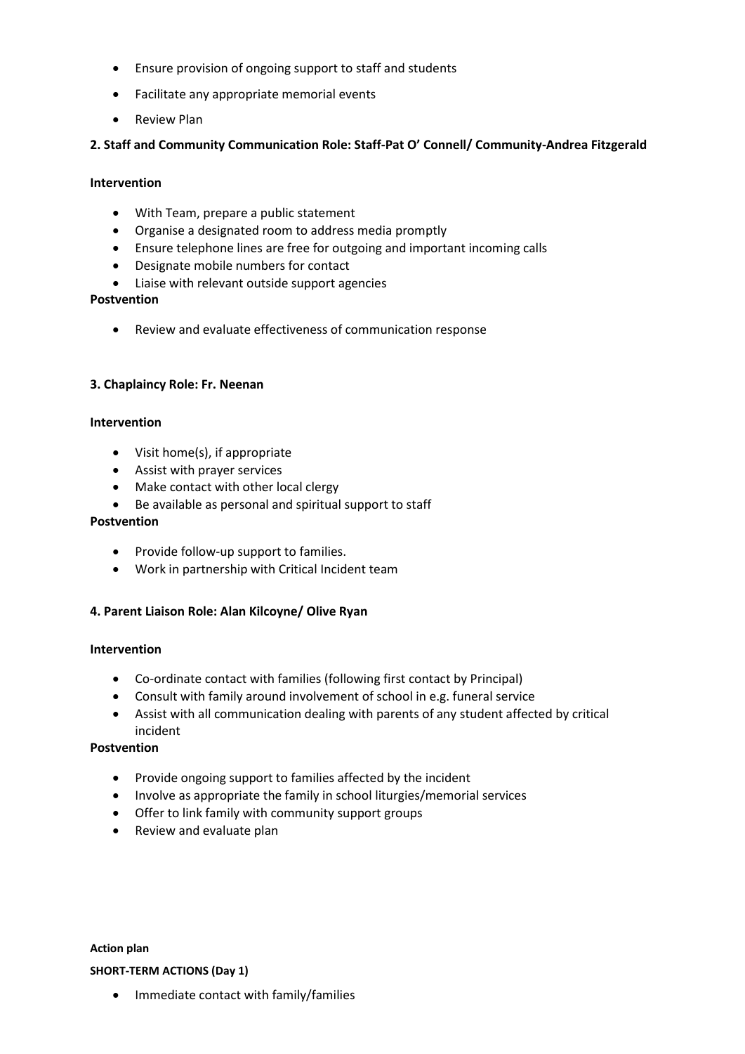- Ensure provision of ongoing support to staff and students
- Facilitate any appropriate memorial events
- Review Plan

**2. Staff and Community Communication Role: Staff-Pat O' Connell/ Community-Andrea Fitzgerald**

**Intervention**

- With Team, prepare a public statement
- Organise a designated room to address media promptly
- Ensure telephone lines are free for outgoing and important incoming calls
- Designate mobile numbers for contact
- Liaise with relevant outside support agencies

**Postvention**

- Review and evaluate effectiveness of communication response

**3. Chaplaincy Role: Fr. Neenan**

**Intervention**

- Visit home(s), if appropriate
- Assist with prayer services
- Make contact with other local clergy
- Be available as personal and spiritual support to staff

**Postvention**

- Provide follow-up support to families.
- Work in partnership with Critical Incident team

**4. Parent Liaison Role: Alan Kilcoyne/ Olive Ryan**

**Intervention**

- Co-ordinate contact with families (following first contact by Principal)
- Consult with family around involvement of school in e.g. funeral service
- Assist with all communication dealing with parents of any student affected by critical incident

**Postvention**

- Provide ongoing support to families affected by the incident
- Involve as appropriate the family in school liturgies/memorial services
- Offer to link family with community support groups
- Review and evaluate plan

**Action plan**

**SHORT-TERM ACTIONS (Day 1)**

- Immediate contact with family/families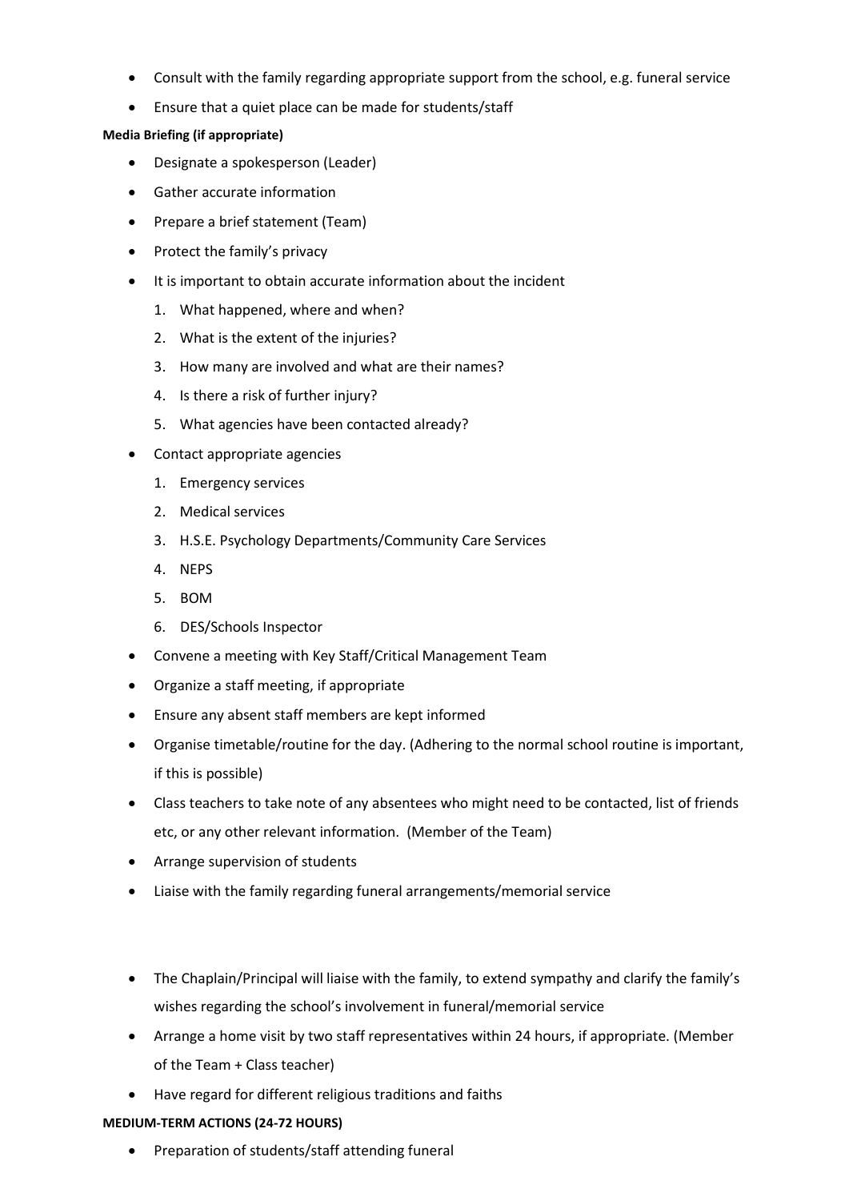- Consult with the family regarding appropriate support from the school, e.g. funeral service
- Ensure that a quiet place can be made for students/staff

**Media Briefing (if appropriate)**

- Designate a spokesperson (Leader)
- Gather accurate information
- Prepare a brief statement (Team)
- Protect the family's privacy
- It is important to obtain accurate information about the incident
  1. What happened, where and when?
  2. What is the extent of the injuries?
  3. How many are involved and what are their names?
  4. Is there a risk of further injury?
  5. What agencies have been contacted already?
- Contact appropriate agencies
  1. Emergency services
  2. Medical services
  3. H.S.E. Psychology Departments/Community Care Services
  4. NEPS
  5. BOM
  6. DES/Schools Inspector
- Convene a meeting with Key Staff/Critical Management Team
- Organize a staff meeting, if appropriate
- Ensure any absent staff members are kept informed
- Organise timetable/routine for the day. (Adhering to the normal school routine is important, if this is possible)
- Class teachers to take note of any absentees who might need to be contacted, list of friends etc, or any other relevant information. (Member of the Team)
- Arrange supervision of students
- Liaise with the family regarding funeral arrangements/memorial service

- The Chaplain/Principal will liaise with the family, to extend sympathy and clarify the family's wishes regarding the school's involvement in funeral/memorial service
- Arrange a home visit by two staff representatives within 24 hours, if appropriate. (Member of the Team + Class teacher)
- Have regard for different religious traditions and faiths

**MEDIUM-TERM ACTIONS (24-72 HOURS)**

- Preparation of students/staff attending funeral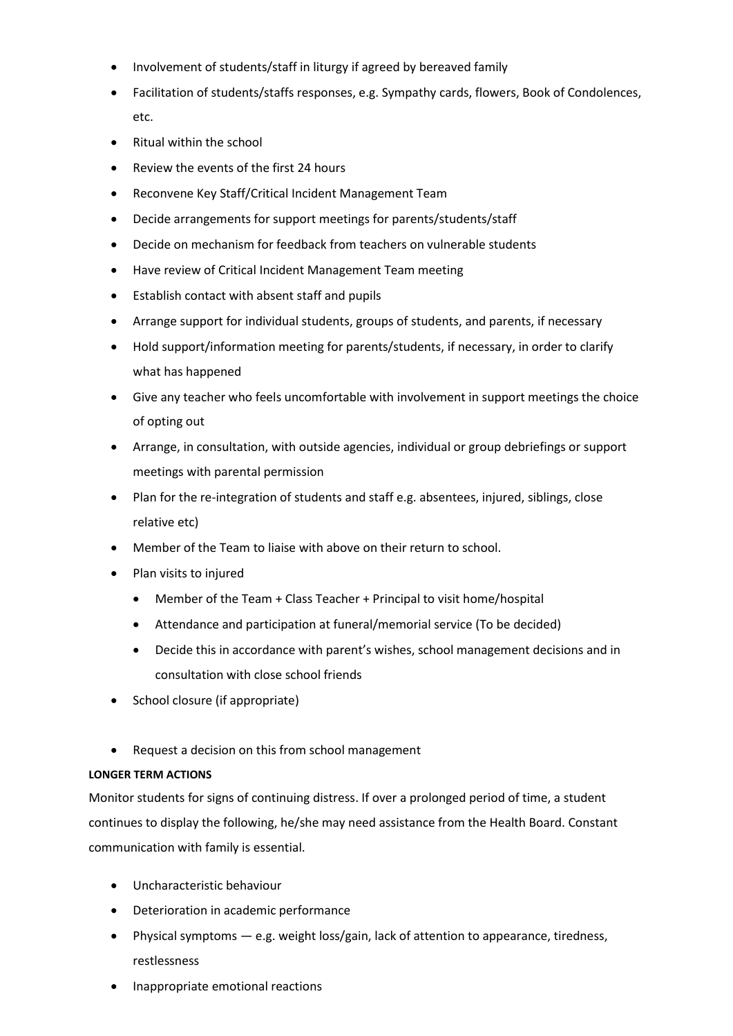- Involvement of students/staff in liturgy if agreed by bereaved family
- Facilitation of students/staffs responses, e.g. Sympathy cards, flowers, Book of Condolences, etc.
- Ritual within the school
- Review the events of the first 24 hours
- Reconvene Key Staff/Critical Incident Management Team
- Decide arrangements for support meetings for parents/students/staff
- Decide on mechanism for feedback from teachers on vulnerable students
- Have review of Critical Incident Management Team meeting
- Establish contact with absent staff and pupils
- Arrange support for individual students, groups of students, and parents, if necessary
- Hold support/information meeting for parents/students, if necessary, in order to clarify what has happened
- Give any teacher who feels uncomfortable with involvement in support meetings the choice of opting out
- Arrange, in consultation, with outside agencies, individual or group debriefings or support meetings with parental permission
- Plan for the re-integration of students and staff e.g. absentees, injured, siblings, close relative etc)
- Member of the Team to liaise with above on their return to school.
- Plan visits to injured
    - Member of the Team + Class Teacher + Principal to visit home/hospital
    - Attendance and participation at funeral/memorial service (To be decided)
    - Decide this in accordance with parent's wishes, school management decisions and in consultation with close school friends
- School closure (if appropriate)

- Request a decision on this from school management

**LONGER TERM ACTIONS**

Monitor students for signs of continuing distress. If over a prolonged period of time, a student continues to display the following, he/she may need assistance from the Health Board. Constant communication with family is essential.

- Uncharacteristic behaviour
- Deterioration in academic performance
- Physical symptoms — e.g. weight loss/gain, lack of attention to appearance, tiredness, restlessness
- Inappropriate emotional reactions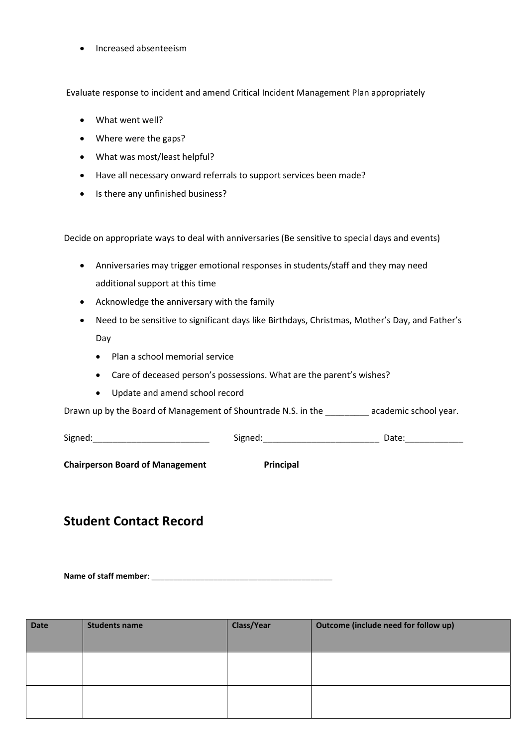- Increased absenteeism

Evaluate response to incident and amend Critical Incident Management Plan appropriately

- What went well?
- Where were the gaps?
- What was most/least helpful?
- Have all necessary onward referrals to support services been made?
- Is there any unfinished business?

Decide on appropriate ways to deal with anniversaries (Be sensitive to special days and events)

- Anniversaries may trigger emotional responses in students/staff and they may need additional support at this time
- Acknowledge the anniversary with the family
- Need to be sensitive to significant days like Birthdays, Christmas, Mother's Day, and Father's Day
    - Plan a school memorial service
    - Care of deceased person's possessions. What are the parent's wishes?
    - Update and amend school record

Drawn up by the Board of Management of Shountrade N.S. in the _________ academic school year.

Signed:________________________ Signed:________________________ Date:____________

**Chairperson Board of Management** **Principal**

## Student Contact Record

**Name of staff member**: ________________________________________

| Date | Students name | Class/Year | Outcome (include need for follow up) |
|---|---|---|---|
| | | | |
| | | | |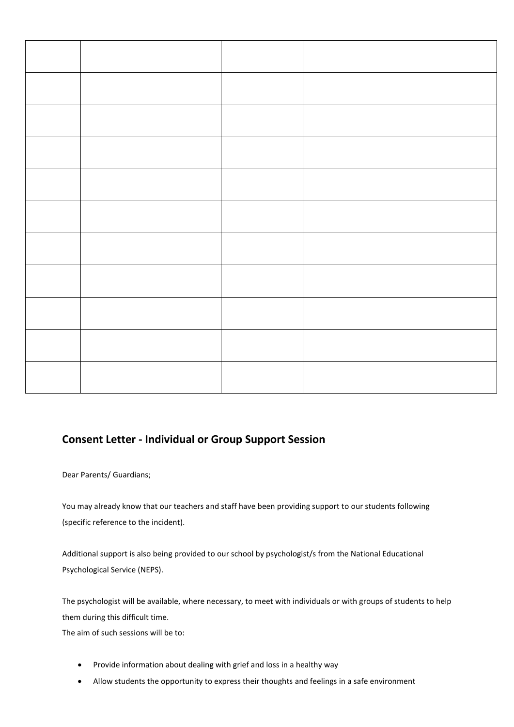| | | | |
|---|---|---|---|
| | | | |
| | | | |
| | | | |
| | | | |
| | | | |
| | | | |
| | | | |
| | | | |
| | | | |
| | | | |

## Consent Letter - Individual or Group Support Session

Dear Parents/ Guardians;

You may already know that our teachers and staff have been providing support to our students following (specific reference to the incident).

Additional support is also being provided to our school by psychologist/s from the National Educational Psychological Service (NEPS).

The psychologist will be available, where necessary, to meet with individuals or with groups of students to help them during this difficult time.
The aim of such sessions will be to:

- Provide information about dealing with grief and loss in a healthy way
- Allow students the opportunity to express their thoughts and feelings in a safe environment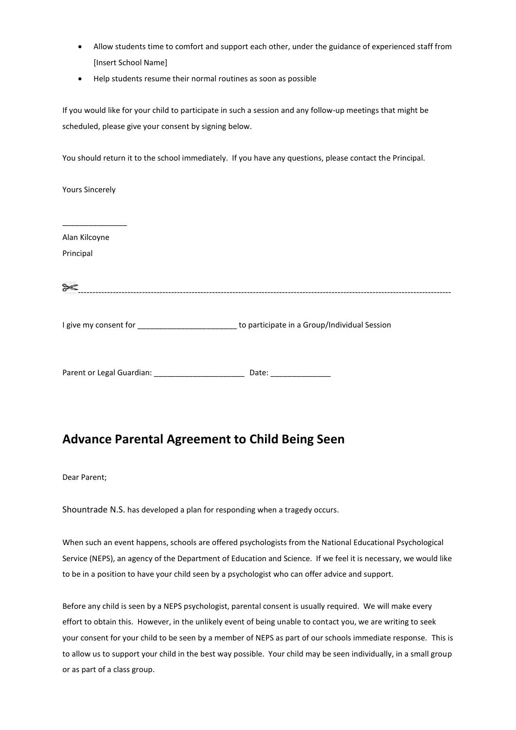- Allow students time to comfort and support each other, under the guidance of experienced staff from [Insert School Name]
- Help students resume their normal routines as soon as possible

If you would like for your child to participate in such a session and any follow-up meetings that might be scheduled, please give your consent by signing below.

You should return it to the school immediately. If you have any questions, please contact the Principal.

Yours Sincerely

_______________

Alan Kilcoyne

Principal

✂-----------------------------------------------------------------------------------------------------------------------------

I give my consent for _______________________ to participate in a Group/Individual Session

Parent or Legal Guardian: _____________________ Date: ______________

## Advance Parental Agreement to Child Being Seen

Dear Parent;

Shountrade N.S. has developed a plan for responding when a tragedy occurs.

When such an event happens, schools are offered psychologists from the National Educational Psychological Service (NEPS), an agency of the Department of Education and Science. If we feel it is necessary, we would like to be in a position to have your child seen by a psychologist who can offer advice and support.

Before any child is seen by a NEPS psychologist, parental consent is usually required. We will make every effort to obtain this. However, in the unlikely event of being unable to contact you, we are writing to seek your consent for your child to be seen by a member of NEPS as part of our schools immediate response. This is to allow us to support your child in the best way possible. Your child may be seen individually, in a small group or as part of a class group.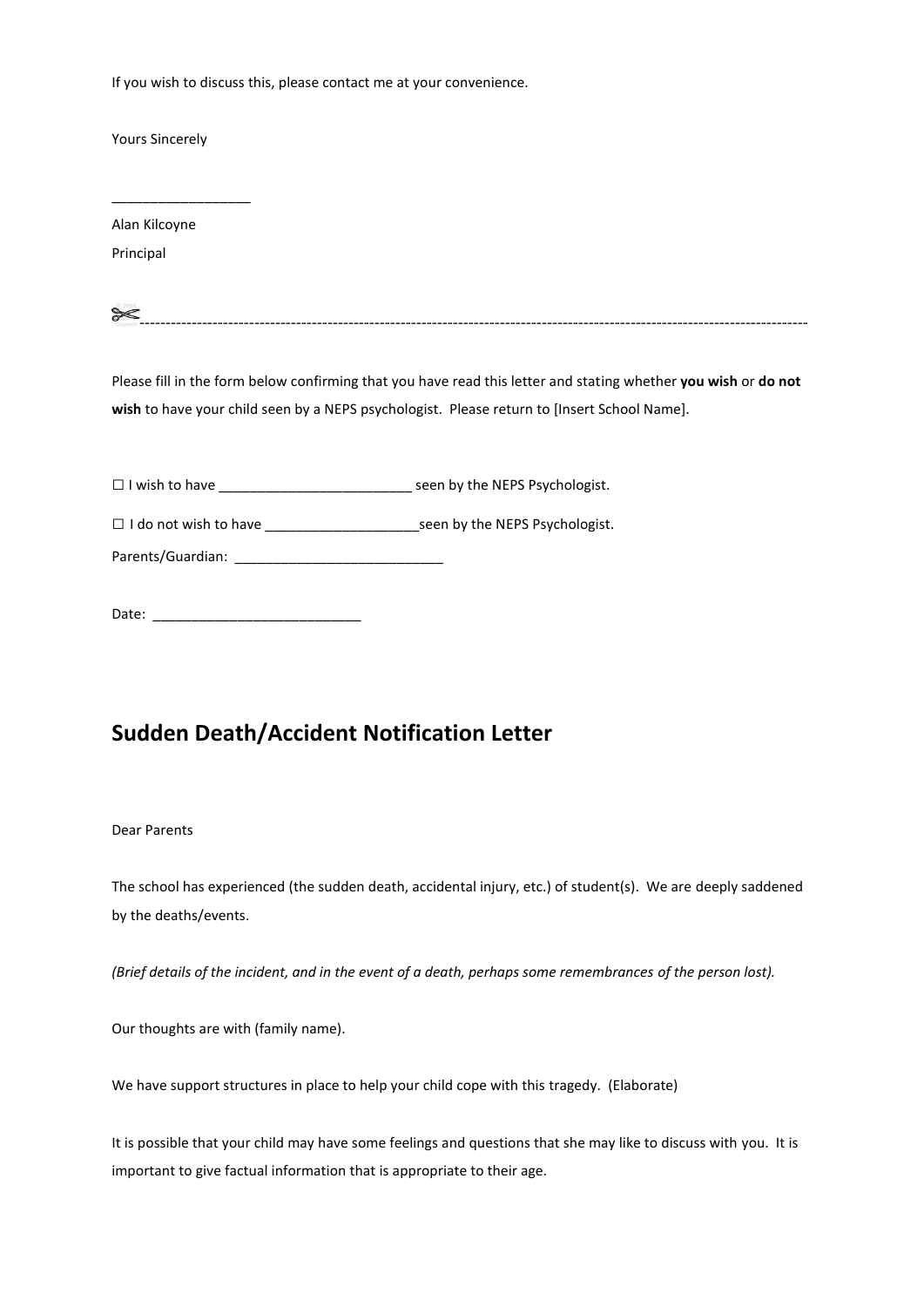If you wish to discuss this, please contact me at your convenience.

Yours Sincerely

__________________

Alan Kilcoyne

Principal

✂-------------------------------------------------------------------------------------------------------------------------------

Please fill in the form below confirming that you have read this letter and stating whether **you wish** or **do not wish** to have your child seen by a NEPS psychologist. Please return to [Insert School Name].

☐ I wish to have _________________________ seen by the NEPS Psychologist.

☐ I do not wish to have ____________________seen by the NEPS Psychologist.

Parents/Guardian: ___________________________

Date: ___________________________

## Sudden Death/Accident Notification Letter

Dear Parents

The school has experienced (the sudden death, accidental injury, etc.) of student(s). We are deeply saddened by the deaths/events.

*(Brief details of the incident, and in the event of a death, perhaps some remembrances of the person lost).*

Our thoughts are with (family name).

We have support structures in place to help your child cope with this tragedy. (Elaborate)

It is possible that your child may have some feelings and questions that she may like to discuss with you. It is important to give factual information that is appropriate to their age.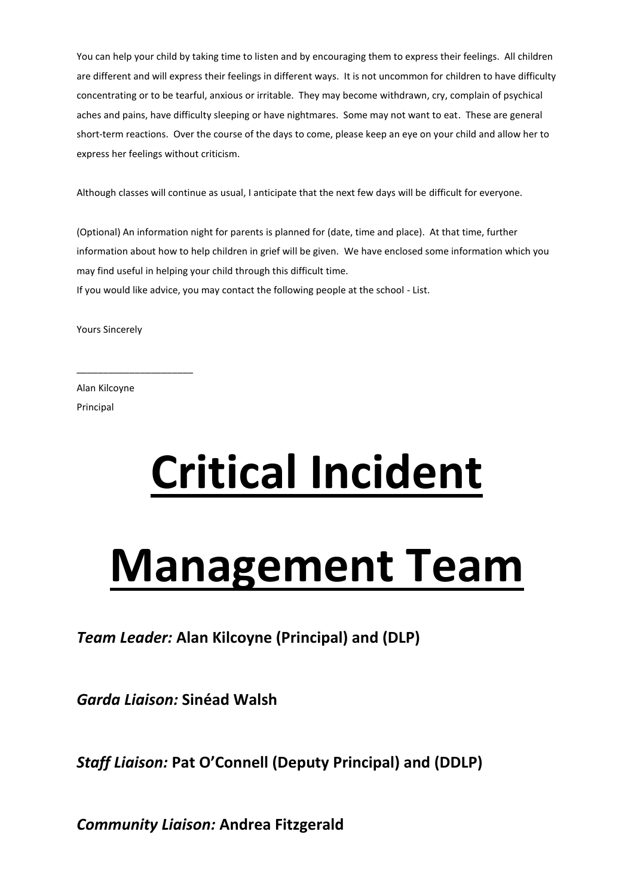You can help your child by taking time to listen and by encouraging them to express their feelings. All children are different and will express their feelings in different ways. It is not uncommon for children to have difficulty concentrating or to be tearful, anxious or irritable. They may become withdrawn, cry, complain of psychical aches and pains, have difficulty sleeping or have nightmares. Some may not want to eat. These are general short-term reactions. Over the course of the days to come, please keep an eye on your child and allow her to express her feelings without criticism.

Although classes will continue as usual, I anticipate that the next few days will be difficult for everyone.

(Optional) An information night for parents is planned for (date, time and place). At that time, further information about how to help children in grief will be given. We have enclosed some information which you may find useful in helping your child through this difficult time.
If you would like advice, you may contact the following people at the school - List.

Yours Sincerely

______________________

Alan Kilcoyne
Principal

# Critical Incident Management Team

***Team Leader:*** **Alan Kilcoyne (Principal) and (DLP)**

***Garda Liaison:*** **Sinéad Walsh**

***Staff Liaison:*** **Pat O'Connell (Deputy Principal) and (DDLP)**

***Community Liaison:*** **Andrea Fitzgerald**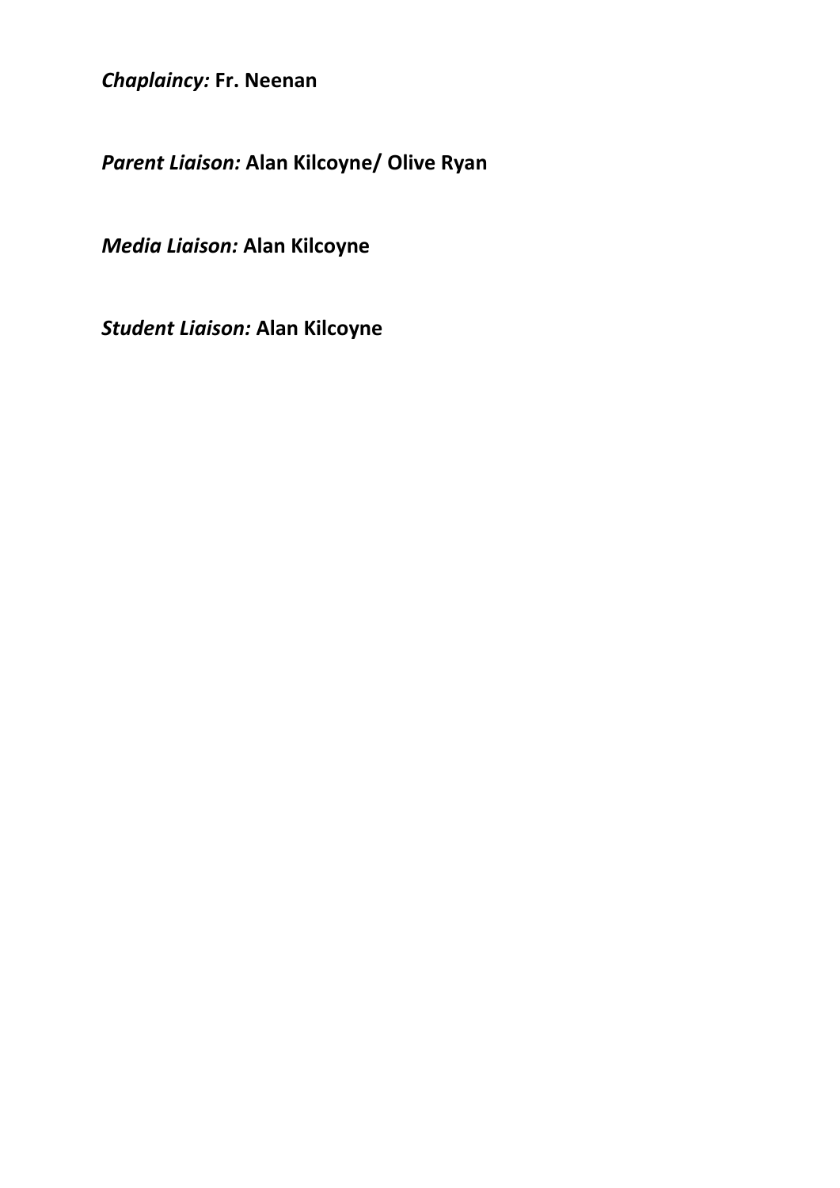*Chaplaincy:* **Fr. Neenan**

*Parent Liaison:* **Alan Kilcoyne/ Olive Ryan**

*Media Liaison:* **Alan Kilcoyne**

*Student Liaison:* **Alan Kilcoyne**